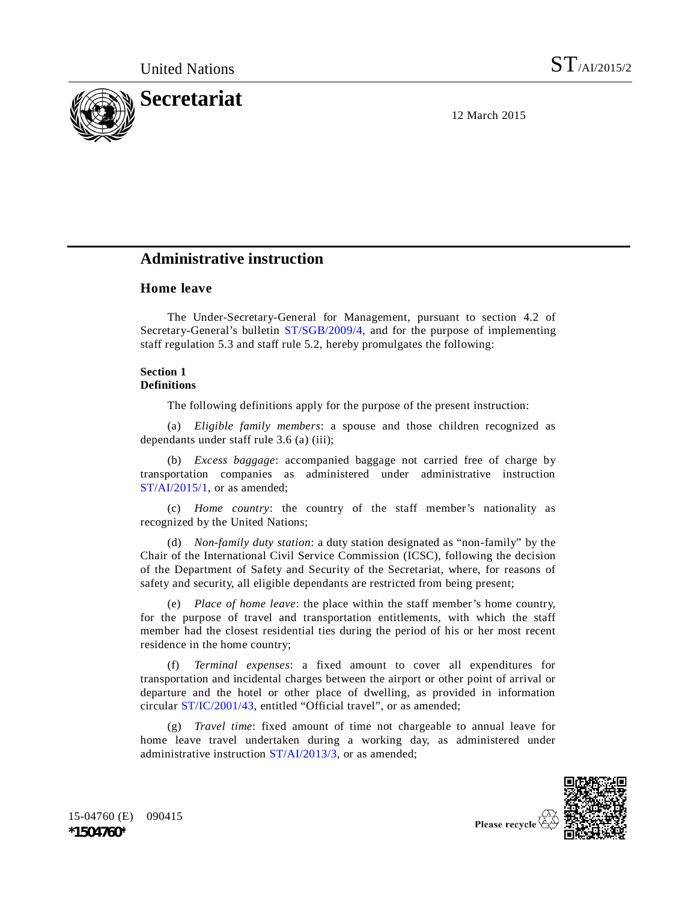United Nations

ST/AI/2015/2

# Secretariat

12 March 2015

## Administrative instruction

### Home leave

The Under-Secretary-General for Management, pursuant to section 4.2 of Secretary-General's bulletin ST/SGB/2009/4, and for the purpose of implementing staff regulation 5.3 and staff rule 5.2, hereby promulgates the following:

**Section 1**
**Definitions**

The following definitions apply for the purpose of the present instruction:

(a) *Eligible family members*: a spouse and those children recognized as dependants under staff rule 3.6 (a) (iii);

(b) *Excess baggage*: accompanied baggage not carried free of charge by transportation companies as administered under administrative instruction ST/AI/2015/1, or as amended;

(c) *Home country*: the country of the staff member's nationality as recognized by the United Nations;

(d) *Non-family duty station*: a duty station designated as "non-family" by the Chair of the International Civil Service Commission (ICSC), following the decision of the Department of Safety and Security of the Secretariat, where, for reasons of safety and security, all eligible dependants are restricted from being present;

(e) *Place of home leave*: the place within the staff member's home country, for the purpose of travel and transportation entitlements, with which the staff member had the closest residential ties during the period of his or her most recent residence in the home country;

(f) *Terminal expenses*: a fixed amount to cover all expenditures for transportation and incidental charges between the airport or other point of arrival or departure and the hotel or other place of dwelling, as provided in information circular ST/IC/2001/43, entitled "Official travel", or as amended;

(g) *Travel time*: fixed amount of time not chargeable to annual leave for home leave travel undertaken during a working day, as administered under administrative instruction ST/AI/2013/3, or as amended;

15-04760 (E) 090415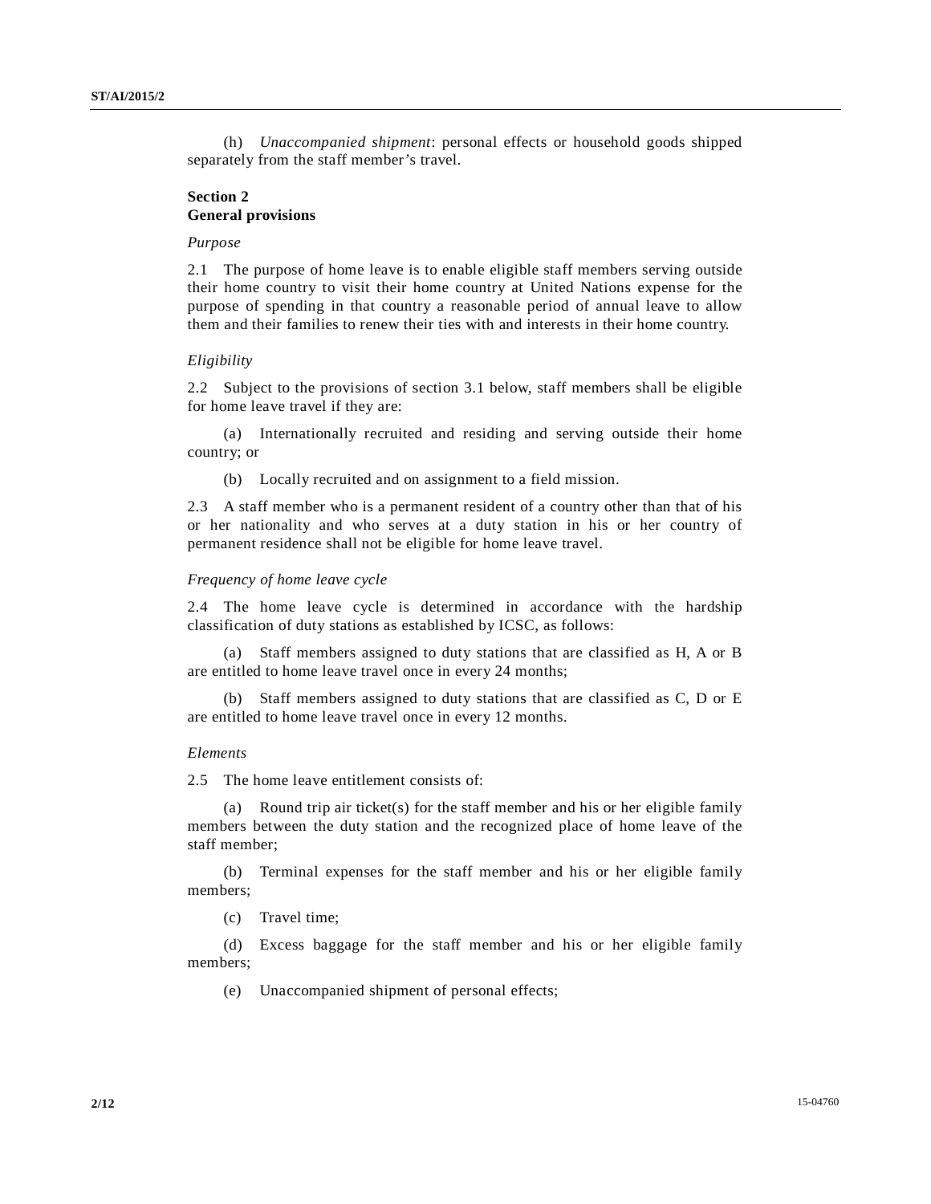(h) *Unaccompanied shipment*: personal effects or household goods shipped separately from the staff member's travel.

## Section 2
## General provisions

*Purpose*

2.1 The purpose of home leave is to enable eligible staff members serving outside their home country to visit their home country at United Nations expense for the purpose of spending in that country a reasonable period of annual leave to allow them and their families to renew their ties with and interests in their home country.

*Eligibility*

2.2 Subject to the provisions of section 3.1 below, staff members shall be eligible for home leave travel if they are:

(a) Internationally recruited and residing and serving outside their home country; or

(b) Locally recruited and on assignment to a field mission.

2.3 A staff member who is a permanent resident of a country other than that of his or her nationality and who serves at a duty station in his or her country of permanent residence shall not be eligible for home leave travel.

*Frequency of home leave cycle*

2.4 The home leave cycle is determined in accordance with the hardship classification of duty stations as established by ICSC, as follows:

(a) Staff members assigned to duty stations that are classified as H, A or B are entitled to home leave travel once in every 24 months;

(b) Staff members assigned to duty stations that are classified as C, D or E are entitled to home leave travel once in every 12 months.

*Elements*

2.5 The home leave entitlement consists of:

(a) Round trip air ticket(s) for the staff member and his or her eligible family members between the duty station and the recognized place of home leave of the staff member;

(b) Terminal expenses for the staff member and his or her eligible family members;

(c) Travel time;

(d) Excess baggage for the staff member and his or her eligible family members;

(e) Unaccompanied shipment of personal effects;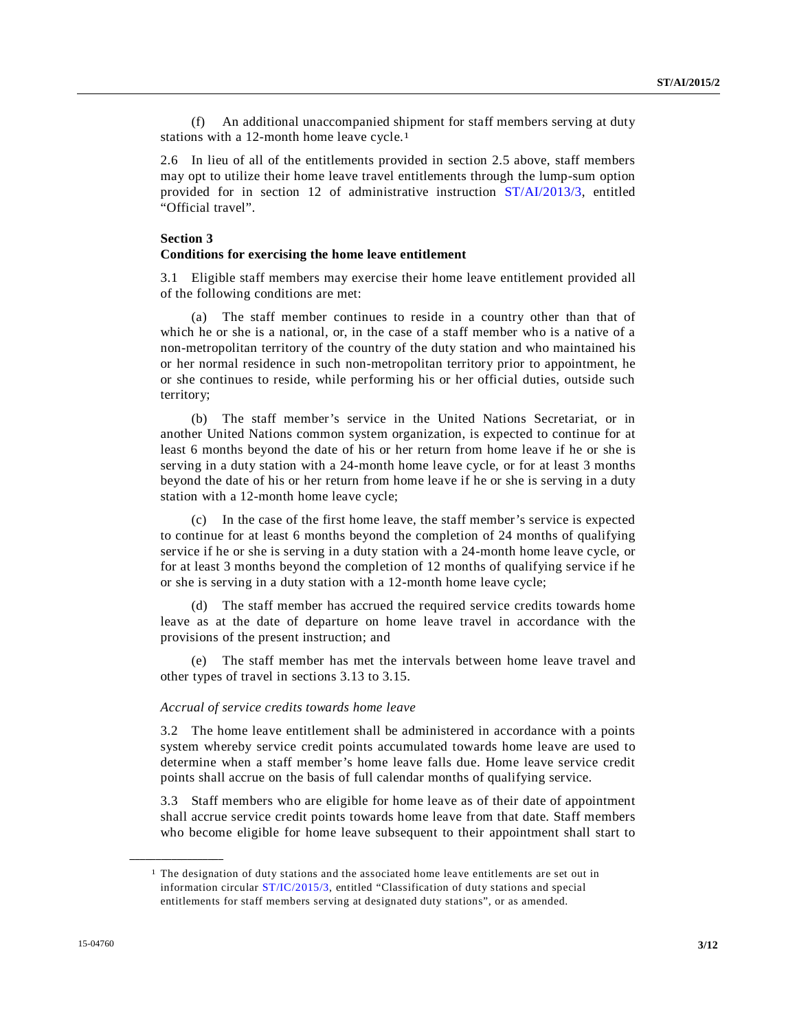(f) An additional unaccompanied shipment for staff members serving at duty stations with a 12-month home leave cycle.[1]

2.6 In lieu of all of the entitlements provided in section 2.5 above, staff members may opt to utilize their home leave travel entitlements through the lump-sum option provided for in section 12 of administrative instruction ST/AI/2013/3, entitled "Official travel".

**Section 3**
**Conditions for exercising the home leave entitlement**

3.1 Eligible staff members may exercise their home leave entitlement provided all of the following conditions are met:

(a) The staff member continues to reside in a country other than that of which he or she is a national, or, in the case of a staff member who is a native of a non-metropolitan territory of the country of the duty station and who maintained his or her normal residence in such non-metropolitan territory prior to appointment, he or she continues to reside, while performing his or her official duties, outside such territory;

(b) The staff member's service in the United Nations Secretariat, or in another United Nations common system organization, is expected to continue for at least 6 months beyond the date of his or her return from home leave if he or she is serving in a duty station with a 24-month home leave cycle, or for at least 3 months beyond the date of his or her return from home leave if he or she is serving in a duty station with a 12-month home leave cycle;

(c) In the case of the first home leave, the staff member's service is expected to continue for at least 6 months beyond the completion of 24 months of qualifying service if he or she is serving in a duty station with a 24-month home leave cycle, or for at least 3 months beyond the completion of 12 months of qualifying service if he or she is serving in a duty station with a 12-month home leave cycle;

(d) The staff member has accrued the required service credits towards home leave as at the date of departure on home leave travel in accordance with the provisions of the present instruction; and

(e) The staff member has met the intervals between home leave travel and other types of travel in sections 3.13 to 3.15.

*Accrual of service credits towards home leave*

3.2 The home leave entitlement shall be administered in accordance with a points system whereby service credit points accumulated towards home leave are used to determine when a staff member's home leave falls due. Home leave service credit points shall accrue on the basis of full calendar months of qualifying service.

3.3 Staff members who are eligible for home leave as of their date of appointment shall accrue service credit points towards home leave from that date. Staff members who become eligible for home leave subsequent to their appointment shall start to

---

[1] The designation of duty stations and the associated home leave entitlements are set out in information circular ST/IC/2015/3, entitled "Classification of duty stations and special entitlements for staff members serving at designated duty stations", or as amended.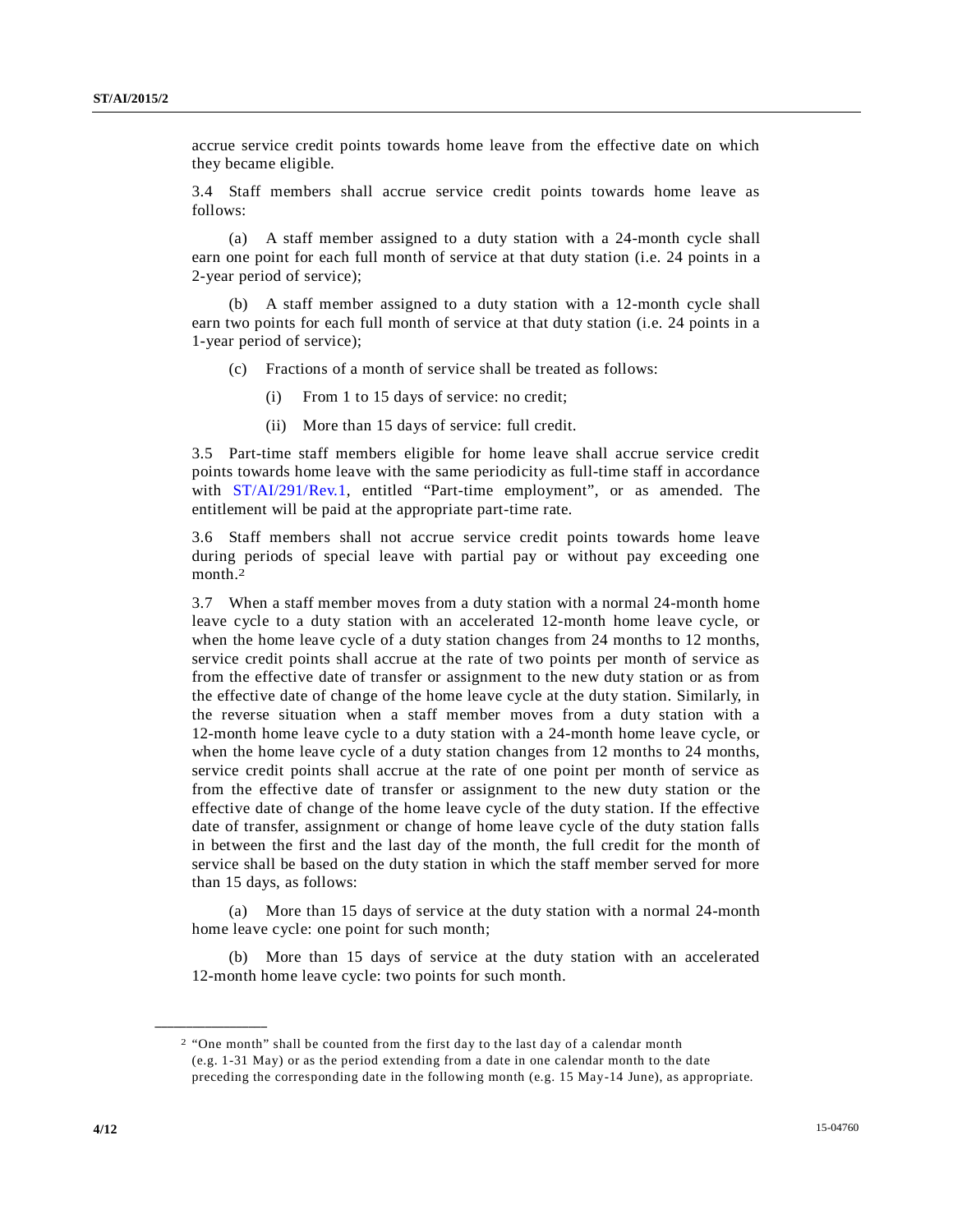accrue service credit points towards home leave from the effective date on which they became eligible.

3.4 Staff members shall accrue service credit points towards home leave as follows:

(a) A staff member assigned to a duty station with a 24-month cycle shall earn one point for each full month of service at that duty station (i.e. 24 points in a 2-year period of service);

(b) A staff member assigned to a duty station with a 12-month cycle shall earn two points for each full month of service at that duty station (i.e. 24 points in a 1-year period of service);

(c) Fractions of a month of service shall be treated as follows:

(i) From 1 to 15 days of service: no credit;

(ii) More than 15 days of service: full credit.

3.5 Part-time staff members eligible for home leave shall accrue service credit points towards home leave with the same periodicity as full-time staff in accordance with ST/AI/291/Rev.1, entitled "Part-time employment", or as amended. The entitlement will be paid at the appropriate part-time rate.

3.6 Staff members shall not accrue service credit points towards home leave during periods of special leave with partial pay or without pay exceeding one month.[2]

3.7 When a staff member moves from a duty station with a normal 24-month home leave cycle to a duty station with an accelerated 12-month home leave cycle, or when the home leave cycle of a duty station changes from 24 months to 12 months, service credit points shall accrue at the rate of two points per month of service as from the effective date of transfer or assignment to the new duty station or as from the effective date of change of the home leave cycle at the duty station. Similarly, in the reverse situation when a staff member moves from a duty station with a 12-month home leave cycle to a duty station with a 24-month home leave cycle, or when the home leave cycle of a duty station changes from 12 months to 24 months, service credit points shall accrue at the rate of one point per month of service as from the effective date of transfer or assignment to the new duty station or the effective date of change of the home leave cycle of the duty station. If the effective date of transfer, assignment or change of home leave cycle of the duty station falls in between the first and the last day of the month, the full credit for the month of service shall be based on the duty station in which the staff member served for more than 15 days, as follows:

(a) More than 15 days of service at the duty station with a normal 24-month home leave cycle: one point for such month;

(b) More than 15 days of service at the duty station with an accelerated 12-month home leave cycle: two points for such month.

---

[2] "One month" shall be counted from the first day to the last day of a calendar month (e.g. 1-31 May) or as the period extending from a date in one calendar month to the date preceding the corresponding date in the following month (e.g. 15 May-14 June), as appropriate.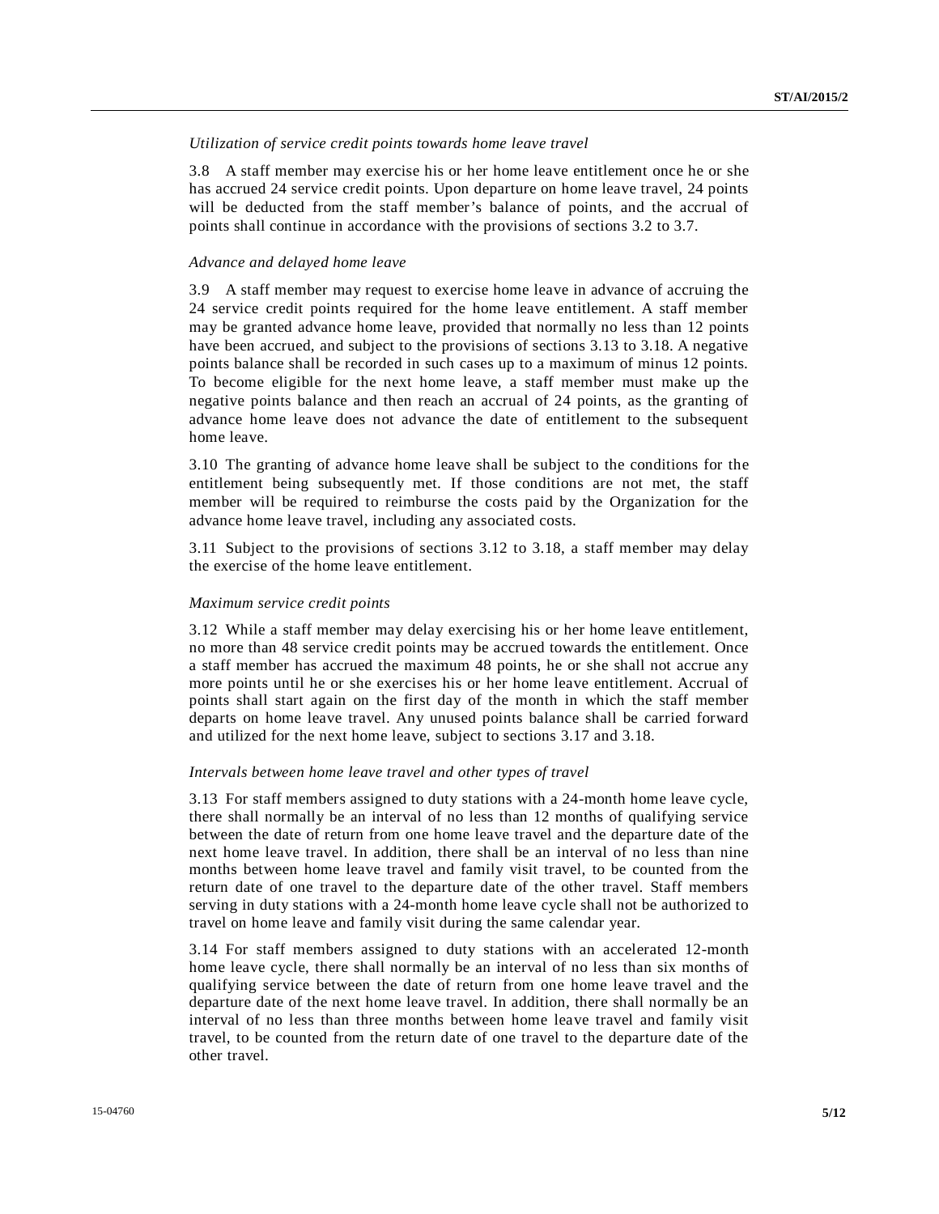*Utilization of service credit points towards home leave travel*

3.8 A staff member may exercise his or her home leave entitlement once he or she has accrued 24 service credit points. Upon departure on home leave travel, 24 points will be deducted from the staff member's balance of points, and the accrual of points shall continue in accordance with the provisions of sections 3.2 to 3.7.

*Advance and delayed home leave*

3.9 A staff member may request to exercise home leave in advance of accruing the 24 service credit points required for the home leave entitlement. A staff member may be granted advance home leave, provided that normally no less than 12 points have been accrued, and subject to the provisions of sections 3.13 to 3.18. A negative points balance shall be recorded in such cases up to a maximum of minus 12 points. To become eligible for the next home leave, a staff member must make up the negative points balance and then reach an accrual of 24 points, as the granting of advance home leave does not advance the date of entitlement to the subsequent home leave.

3.10 The granting of advance home leave shall be subject to the conditions for the entitlement being subsequently met. If those conditions are not met, the staff member will be required to reimburse the costs paid by the Organization for the advance home leave travel, including any associated costs.

3.11 Subject to the provisions of sections 3.12 to 3.18, a staff member may delay the exercise of the home leave entitlement.

*Maximum service credit points*

3.12 While a staff member may delay exercising his or her home leave entitlement, no more than 48 service credit points may be accrued towards the entitlement. Once a staff member has accrued the maximum 48 points, he or she shall not accrue any more points until he or she exercises his or her home leave entitlement. Accrual of points shall start again on the first day of the month in which the staff member departs on home leave travel. Any unused points balance shall be carried forward and utilized for the next home leave, subject to sections 3.17 and 3.18.

*Intervals between home leave travel and other types of travel*

3.13 For staff members assigned to duty stations with a 24-month home leave cycle, there shall normally be an interval of no less than 12 months of qualifying service between the date of return from one home leave travel and the departure date of the next home leave travel. In addition, there shall be an interval of no less than nine months between home leave travel and family visit travel, to be counted from the return date of one travel to the departure date of the other travel. Staff members serving in duty stations with a 24-month home leave cycle shall not be authorized to travel on home leave and family visit during the same calendar year.

3.14 For staff members assigned to duty stations with an accelerated 12-month home leave cycle, there shall normally be an interval of no less than six months of qualifying service between the date of return from one home leave travel and the departure date of the next home leave travel. In addition, there shall normally be an interval of no less than three months between home leave travel and family visit travel, to be counted from the return date of one travel to the departure date of the other travel.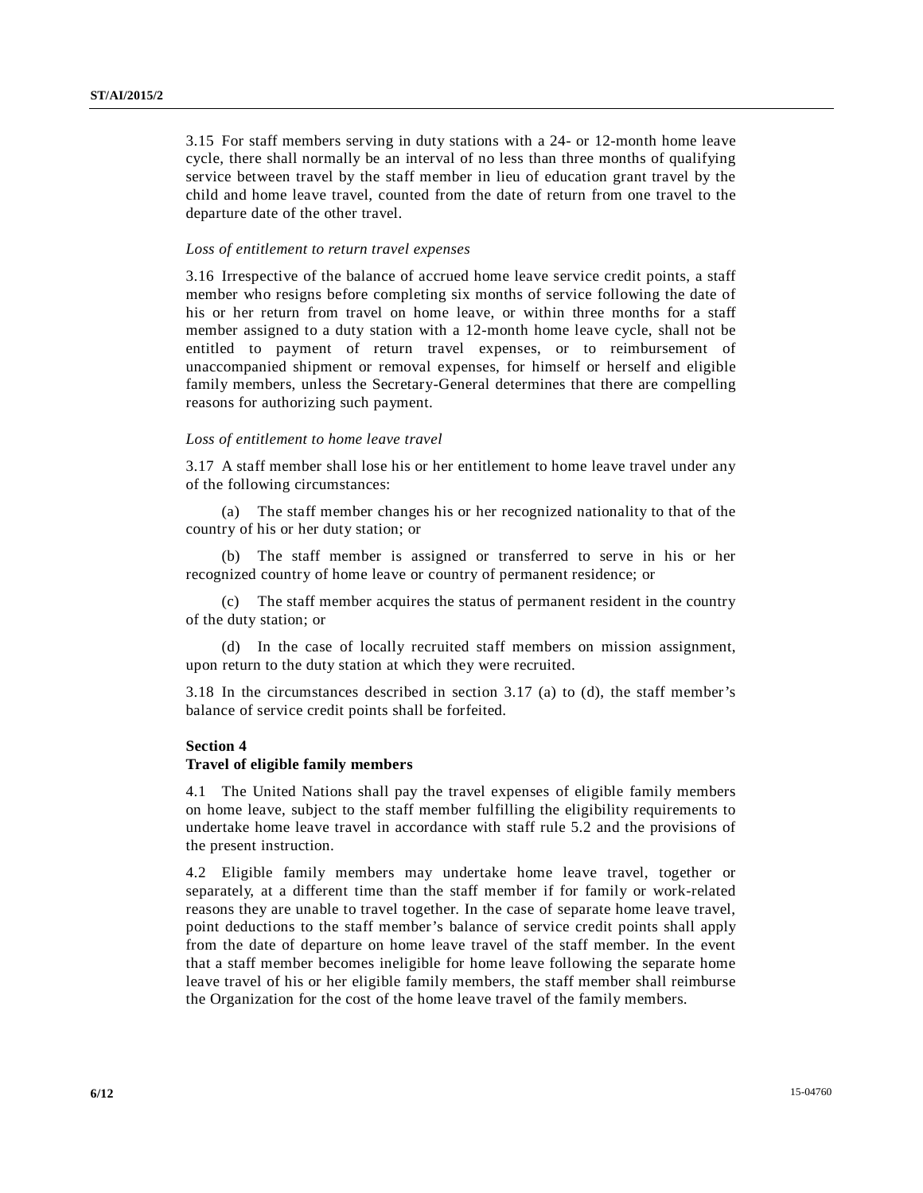3.15 For staff members serving in duty stations with a 24- or 12-month home leave cycle, there shall normally be an interval of no less than three months of qualifying service between travel by the staff member in lieu of education grant travel by the child and home leave travel, counted from the date of return from one travel to the departure date of the other travel.

*Loss of entitlement to return travel expenses*

3.16 Irrespective of the balance of accrued home leave service credit points, a staff member who resigns before completing six months of service following the date of his or her return from travel on home leave, or within three months for a staff member assigned to a duty station with a 12-month home leave cycle, shall not be entitled to payment of return travel expenses, or to reimbursement of unaccompanied shipment or removal expenses, for himself or herself and eligible family members, unless the Secretary-General determines that there are compelling reasons for authorizing such payment.

*Loss of entitlement to home leave travel*

3.17 A staff member shall lose his or her entitlement to home leave travel under any of the following circumstances:

(a) The staff member changes his or her recognized nationality to that of the country of his or her duty station; or

(b) The staff member is assigned or transferred to serve in his or her recognized country of home leave or country of permanent residence; or

(c) The staff member acquires the status of permanent resident in the country of the duty station; or

(d) In the case of locally recruited staff members on mission assignment, upon return to the duty station at which they were recruited.

3.18 In the circumstances described in section 3.17 (a) to (d), the staff member's balance of service credit points shall be forfeited.

## Section 4
## Travel of eligible family members

4.1 The United Nations shall pay the travel expenses of eligible family members on home leave, subject to the staff member fulfilling the eligibility requirements to undertake home leave travel in accordance with staff rule 5.2 and the provisions of the present instruction.

4.2 Eligible family members may undertake home leave travel, together or separately, at a different time than the staff member if for family or work-related reasons they are unable to travel together. In the case of separate home leave travel, point deductions to the staff member's balance of service credit points shall apply from the date of departure on home leave travel of the staff member. In the event that a staff member becomes ineligible for home leave following the separate home leave travel of his or her eligible family members, the staff member shall reimburse the Organization for the cost of the home leave travel of the family members.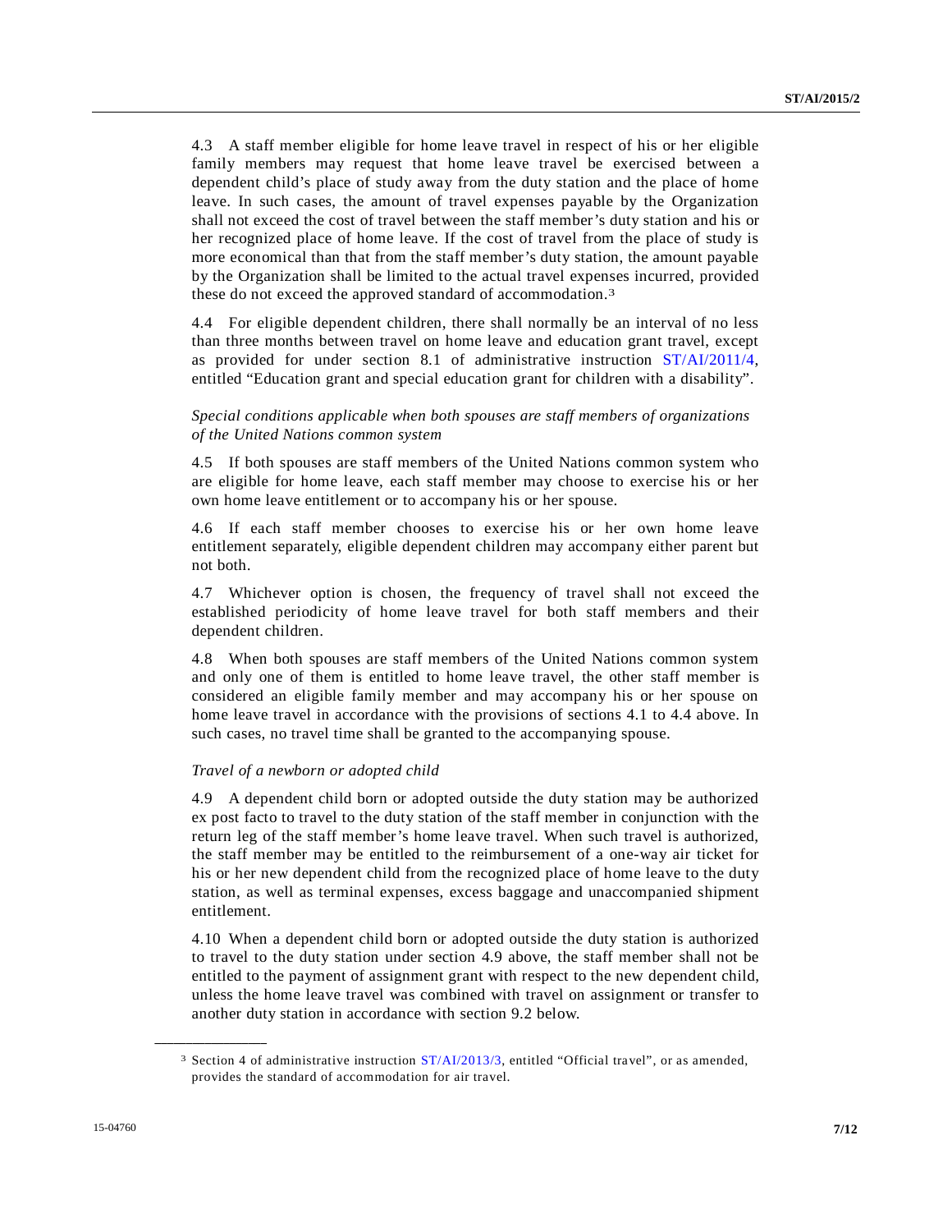4.3 A staff member eligible for home leave travel in respect of his or her eligible family members may request that home leave travel be exercised between a dependent child's place of study away from the duty station and the place of home leave. In such cases, the amount of travel expenses payable by the Organization shall not exceed the cost of travel between the staff member's duty station and his or her recognized place of home leave. If the cost of travel from the place of study is more economical than that from the staff member's duty station, the amount payable by the Organization shall be limited to the actual travel expenses incurred, provided these do not exceed the approved standard of accommodation.[3]

4.4 For eligible dependent children, there shall normally be an interval of no less than three months between travel on home leave and education grant travel, except as provided for under section 8.1 of administrative instruction ST/AI/2011/4, entitled "Education grant and special education grant for children with a disability".

*Special conditions applicable when both spouses are staff members of organizations of the United Nations common system*

4.5 If both spouses are staff members of the United Nations common system who are eligible for home leave, each staff member may choose to exercise his or her own home leave entitlement or to accompany his or her spouse.

4.6 If each staff member chooses to exercise his or her own home leave entitlement separately, eligible dependent children may accompany either parent but not both.

4.7 Whichever option is chosen, the frequency of travel shall not exceed the established periodicity of home leave travel for both staff members and their dependent children.

4.8 When both spouses are staff members of the United Nations common system and only one of them is entitled to home leave travel, the other staff member is considered an eligible family member and may accompany his or her spouse on home leave travel in accordance with the provisions of sections 4.1 to 4.4 above. In such cases, no travel time shall be granted to the accompanying spouse.

*Travel of a newborn or adopted child*

4.9 A dependent child born or adopted outside the duty station may be authorized ex post facto to travel to the duty station of the staff member in conjunction with the return leg of the staff member's home leave travel. When such travel is authorized, the staff member may be entitled to the reimbursement of a one-way air ticket for his or her new dependent child from the recognized place of home leave to the duty station, as well as terminal expenses, excess baggage and unaccompanied shipment entitlement.

4.10 When a dependent child born or adopted outside the duty station is authorized to travel to the duty station under section 4.9 above, the staff member shall not be entitled to the payment of assignment grant with respect to the new dependent child, unless the home leave travel was combined with travel on assignment or transfer to another duty station in accordance with section 9.2 below.

---

[3] Section 4 of administrative instruction ST/AI/2013/3, entitled "Official travel", or as amended, provides the standard of accommodation for air travel.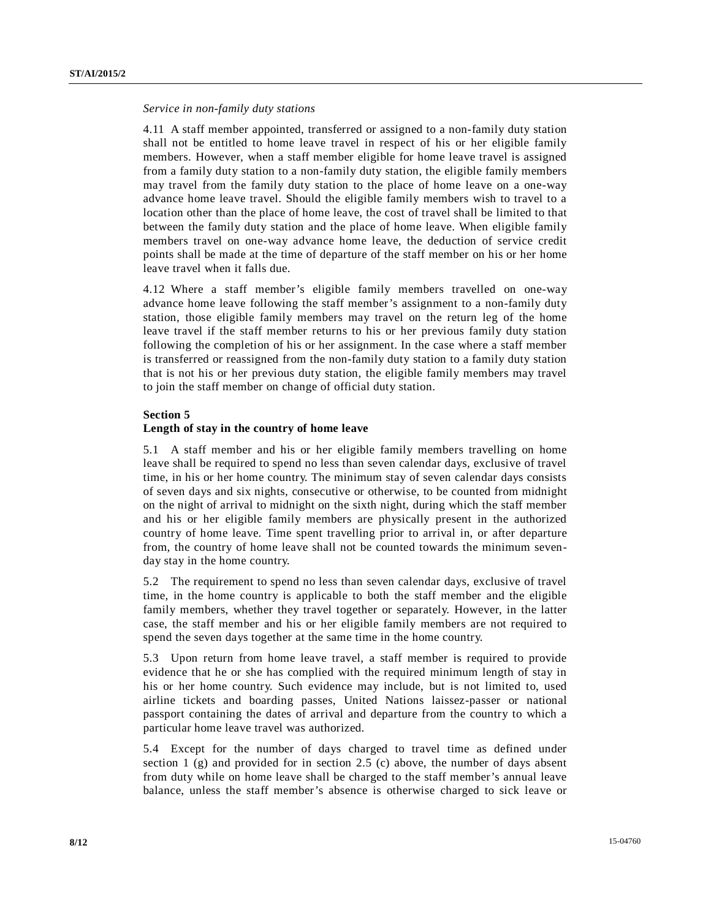*Service in non-family duty stations*

4.11 A staff member appointed, transferred or assigned to a non-family duty station shall not be entitled to home leave travel in respect of his or her eligible family members. However, when a staff member eligible for home leave travel is assigned from a family duty station to a non-family duty station, the eligible family members may travel from the family duty station to the place of home leave on a one-way advance home leave travel. Should the eligible family members wish to travel to a location other than the place of home leave, the cost of travel shall be limited to that between the family duty station and the place of home leave. When eligible family members travel on one-way advance home leave, the deduction of service credit points shall be made at the time of departure of the staff member on his or her home leave travel when it falls due.

4.12 Where a staff member's eligible family members travelled on one-way advance home leave following the staff member's assignment to a non-family duty station, those eligible family members may travel on the return leg of the home leave travel if the staff member returns to his or her previous family duty station following the completion of his or her assignment. In the case where a staff member is transferred or reassigned from the non-family duty station to a family duty station that is not his or her previous duty station, the eligible family members may travel to join the staff member on change of official duty station.

**Section 5**
**Length of stay in the country of home leave**

5.1 A staff member and his or her eligible family members travelling on home leave shall be required to spend no less than seven calendar days, exclusive of travel time, in his or her home country. The minimum stay of seven calendar days consists of seven days and six nights, consecutive or otherwise, to be counted from midnight on the night of arrival to midnight on the sixth night, during which the staff member and his or her eligible family members are physically present in the authorized country of home leave. Time spent travelling prior to arrival in, or after departure from, the country of home leave shall not be counted towards the minimum seven-day stay in the home country.

5.2 The requirement to spend no less than seven calendar days, exclusive of travel time, in the home country is applicable to both the staff member and the eligible family members, whether they travel together or separately. However, in the latter case, the staff member and his or her eligible family members are not required to spend the seven days together at the same time in the home country.

5.3 Upon return from home leave travel, a staff member is required to provide evidence that he or she has complied with the required minimum length of stay in his or her home country. Such evidence may include, but is not limited to, used airline tickets and boarding passes, United Nations laissez-passer or national passport containing the dates of arrival and departure from the country to which a particular home leave travel was authorized.

5.4 Except for the number of days charged to travel time as defined under section 1 (g) and provided for in section 2.5 (c) above, the number of days absent from duty while on home leave shall be charged to the staff member's annual leave balance, unless the staff member's absence is otherwise charged to sick leave or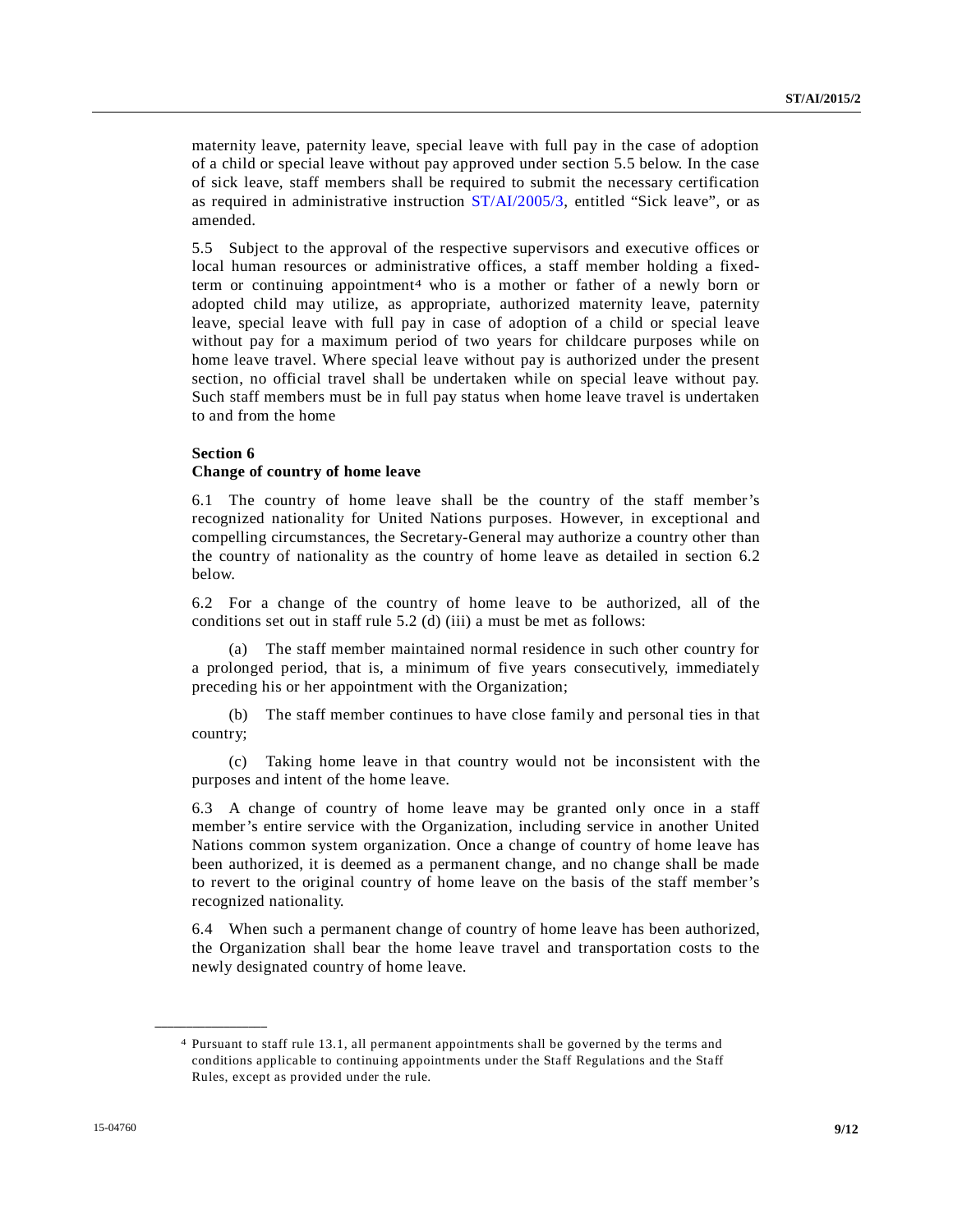maternity leave, paternity leave, special leave with full pay in the case of adoption of a child or special leave without pay approved under section 5.5 below. In the case of sick leave, staff members shall be required to submit the necessary certification as required in administrative instruction ST/AI/2005/3, entitled "Sick leave", or as amended.

5.5 Subject to the approval of the respective supervisors and executive offices or local human resources or administrative offices, a staff member holding a fixed-term or continuing appointment[4] who is a mother or father of a newly born or adopted child may utilize, as appropriate, authorized maternity leave, paternity leave, special leave with full pay in case of adoption of a child or special leave without pay for a maximum period of two years for childcare purposes while on home leave travel. Where special leave without pay is authorized under the present section, no official travel shall be undertaken while on special leave without pay. Such staff members must be in full pay status when home leave travel is undertaken to and from the home

**Section 6**
**Change of country of home leave**

6.1 The country of home leave shall be the country of the staff member's recognized nationality for United Nations purposes. However, in exceptional and compelling circumstances, the Secretary-General may authorize a country other than the country of nationality as the country of home leave as detailed in section 6.2 below.

6.2 For a change of the country of home leave to be authorized, all of the conditions set out in staff rule 5.2 (d) (iii) a must be met as follows:

(a) The staff member maintained normal residence in such other country for a prolonged period, that is, a minimum of five years consecutively, immediately preceding his or her appointment with the Organization;

(b) The staff member continues to have close family and personal ties in that country;

(c) Taking home leave in that country would not be inconsistent with the purposes and intent of the home leave.

6.3 A change of country of home leave may be granted only once in a staff member's entire service with the Organization, including service in another United Nations common system organization. Once a change of country of home leave has been authorized, it is deemed as a permanent change, and no change shall be made to revert to the original country of home leave on the basis of the staff member's recognized nationality.

6.4 When such a permanent change of country of home leave has been authorized, the Organization shall bear the home leave travel and transportation costs to the newly designated country of home leave.

---

[4] Pursuant to staff rule 13.1, all permanent appointments shall be governed by the terms and conditions applicable to continuing appointments under the Staff Regulations and the Staff Rules, except as provided under the rule.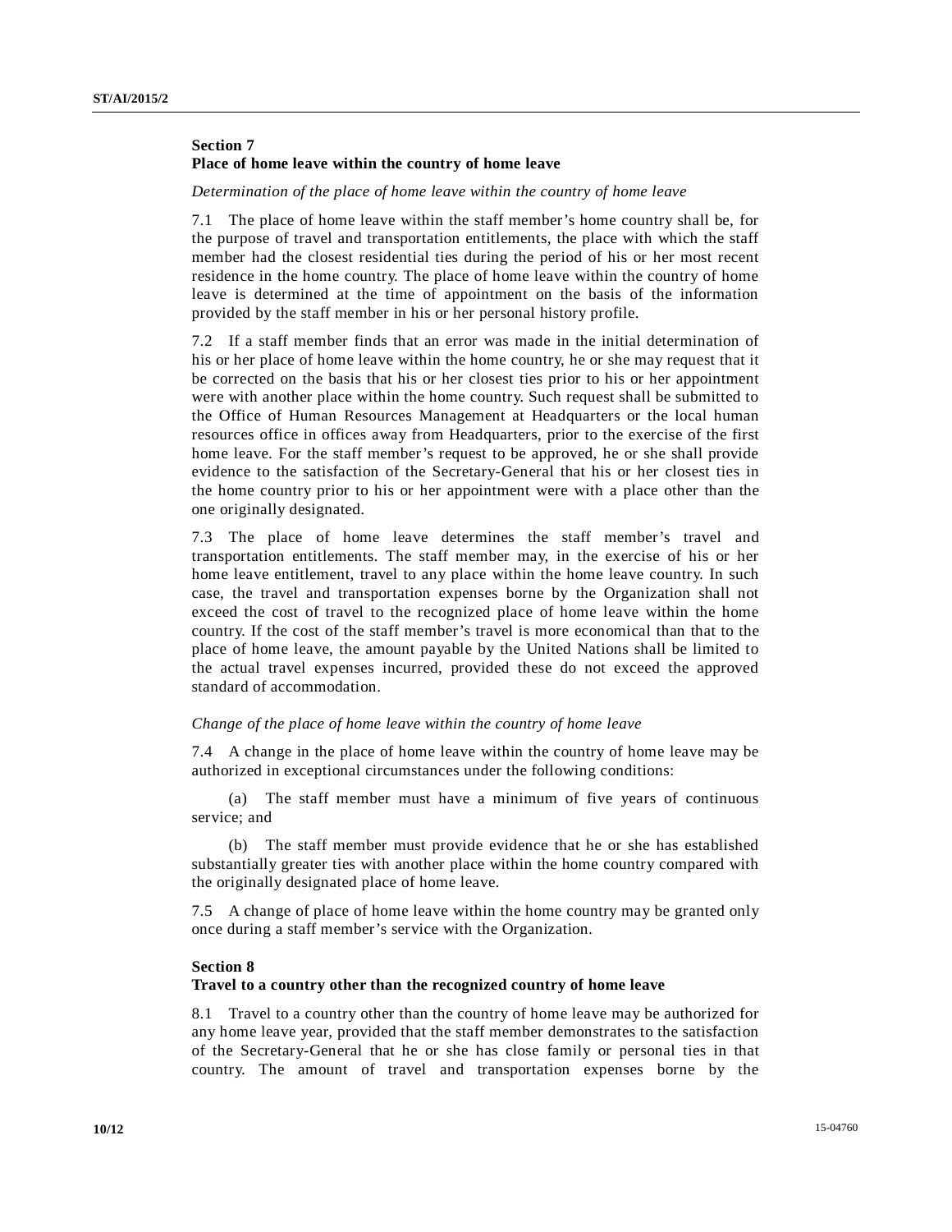## Section 7
## Place of home leave within the country of home leave

*Determination of the place of home leave within the country of home leave*

7.1 The place of home leave within the staff member's home country shall be, for the purpose of travel and transportation entitlements, the place with which the staff member had the closest residential ties during the period of his or her most recent residence in the home country. The place of home leave within the country of home leave is determined at the time of appointment on the basis of the information provided by the staff member in his or her personal history profile.

7.2 If a staff member finds that an error was made in the initial determination of his or her place of home leave within the home country, he or she may request that it be corrected on the basis that his or her closest ties prior to his or her appointment were with another place within the home country. Such request shall be submitted to the Office of Human Resources Management at Headquarters or the local human resources office in offices away from Headquarters, prior to the exercise of the first home leave. For the staff member's request to be approved, he or she shall provide evidence to the satisfaction of the Secretary-General that his or her closest ties in the home country prior to his or her appointment were with a place other than the one originally designated.

7.3 The place of home leave determines the staff member's travel and transportation entitlements. The staff member may, in the exercise of his or her home leave entitlement, travel to any place within the home leave country. In such case, the travel and transportation expenses borne by the Organization shall not exceed the cost of travel to the recognized place of home leave within the home country. If the cost of the staff member's travel is more economical than that to the place of home leave, the amount payable by the United Nations shall be limited to the actual travel expenses incurred, provided these do not exceed the approved standard of accommodation.

*Change of the place of home leave within the country of home leave*

7.4 A change in the place of home leave within the country of home leave may be authorized in exceptional circumstances under the following conditions:

(a) The staff member must have a minimum of five years of continuous service; and

(b) The staff member must provide evidence that he or she has established substantially greater ties with another place within the home country compared with the originally designated place of home leave.

7.5 A change of place of home leave within the home country may be granted only once during a staff member's service with the Organization.

## Section 8
## Travel to a country other than the recognized country of home leave

8.1 Travel to a country other than the country of home leave may be authorized for any home leave year, provided that the staff member demonstrates to the satisfaction of the Secretary-General that he or she has close family or personal ties in that country. The amount of travel and transportation expenses borne by the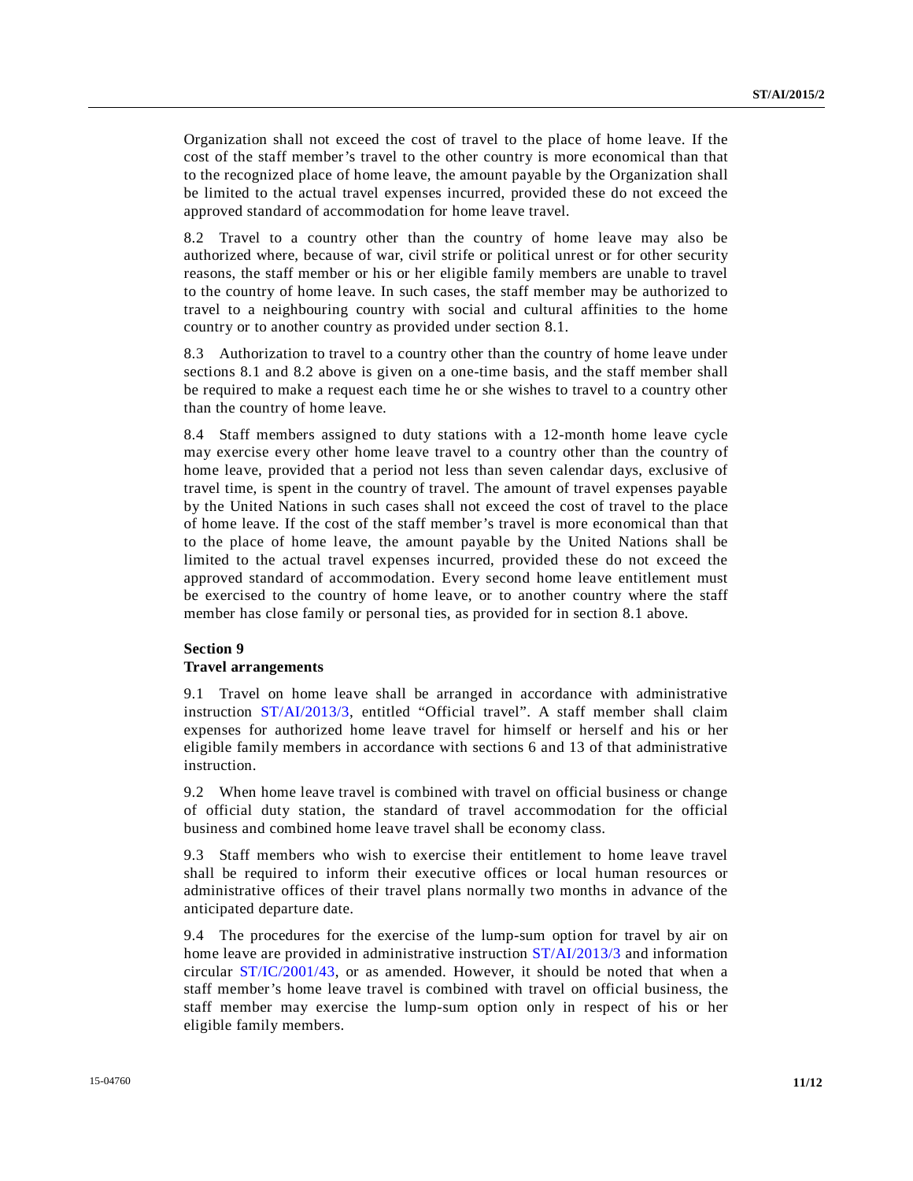Organization shall not exceed the cost of travel to the place of home leave. If the cost of the staff member's travel to the other country is more economical than that to the recognized place of home leave, the amount payable by the Organization shall be limited to the actual travel expenses incurred, provided these do not exceed the approved standard of accommodation for home leave travel.

8.2 Travel to a country other than the country of home leave may also be authorized where, because of war, civil strife or political unrest or for other security reasons, the staff member or his or her eligible family members are unable to travel to the country of home leave. In such cases, the staff member may be authorized to travel to a neighbouring country with social and cultural affinities to the home country or to another country as provided under section 8.1.

8.3 Authorization to travel to a country other than the country of home leave under sections 8.1 and 8.2 above is given on a one-time basis, and the staff member shall be required to make a request each time he or she wishes to travel to a country other than the country of home leave.

8.4 Staff members assigned to duty stations with a 12-month home leave cycle may exercise every other home leave travel to a country other than the country of home leave, provided that a period not less than seven calendar days, exclusive of travel time, is spent in the country of travel. The amount of travel expenses payable by the United Nations in such cases shall not exceed the cost of travel to the place of home leave. If the cost of the staff member's travel is more economical than that to the place of home leave, the amount payable by the United Nations shall be limited to the actual travel expenses incurred, provided these do not exceed the approved standard of accommodation. Every second home leave entitlement must be exercised to the country of home leave, or to another country where the staff member has close family or personal ties, as provided for in section 8.1 above.

**Section 9**
**Travel arrangements**

9.1 Travel on home leave shall be arranged in accordance with administrative instruction ST/AI/2013/3, entitled "Official travel". A staff member shall claim expenses for authorized home leave travel for himself or herself and his or her eligible family members in accordance with sections 6 and 13 of that administrative instruction.

9.2 When home leave travel is combined with travel on official business or change of official duty station, the standard of travel accommodation for the official business and combined home leave travel shall be economy class.

9.3 Staff members who wish to exercise their entitlement to home leave travel shall be required to inform their executive offices or local human resources or administrative offices of their travel plans normally two months in advance of the anticipated departure date.

9.4 The procedures for the exercise of the lump-sum option for travel by air on home leave are provided in administrative instruction ST/AI/2013/3 and information circular ST/IC/2001/43, or as amended. However, it should be noted that when a staff member's home leave travel is combined with travel on official business, the staff member may exercise the lump-sum option only in respect of his or her eligible family members.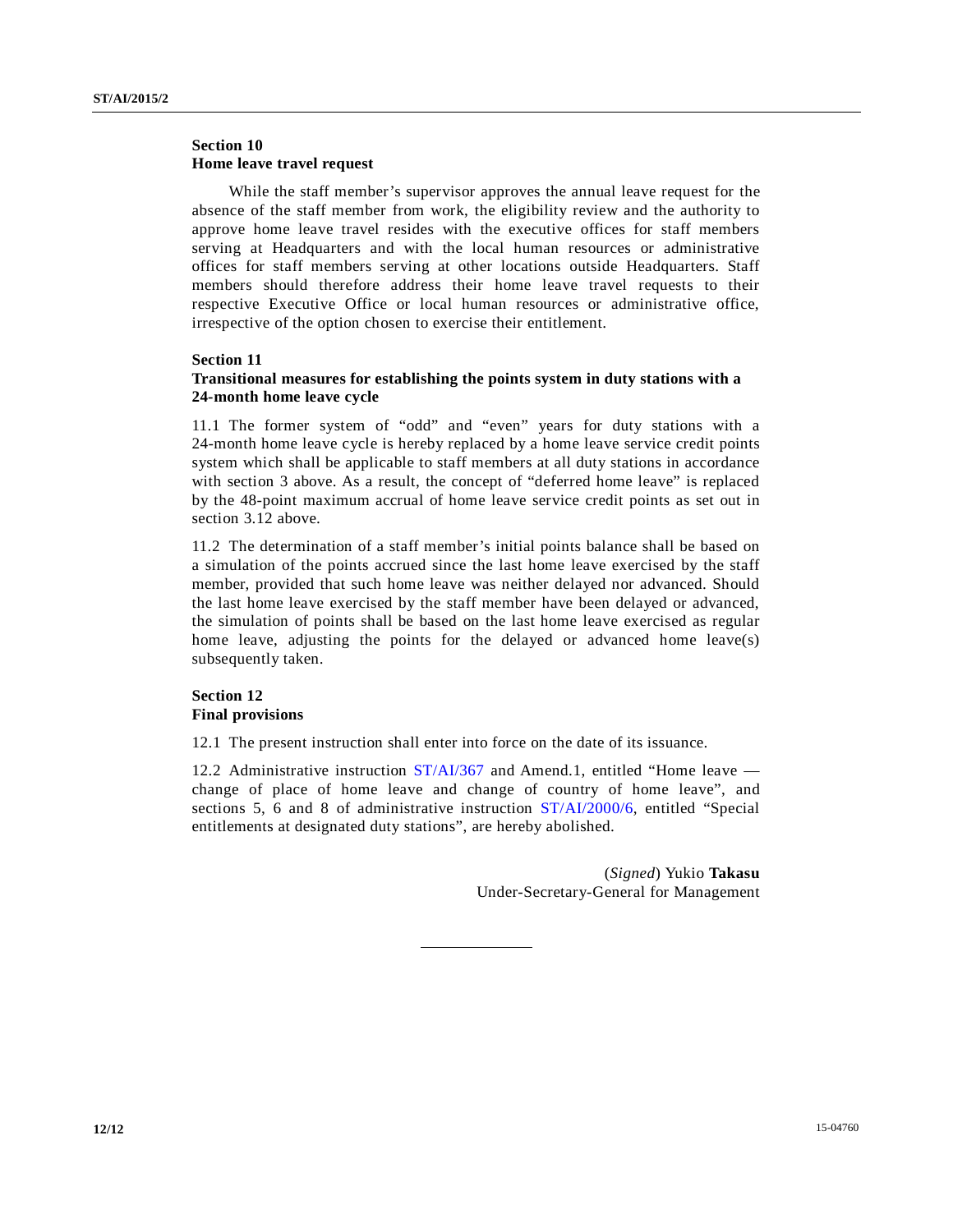## Section 10
## Home leave travel request

While the staff member's supervisor approves the annual leave request for the absence of the staff member from work, the eligibility review and the authority to approve home leave travel resides with the executive offices for staff members serving at Headquarters and with the local human resources or administrative offices for staff members serving at other locations outside Headquarters. Staff members should therefore address their home leave travel requests to their respective Executive Office or local human resources or administrative office, irrespective of the option chosen to exercise their entitlement.

## Section 11
## Transitional measures for establishing the points system in duty stations with a 24-month home leave cycle

11.1 The former system of "odd" and "even" years for duty stations with a 24-month home leave cycle is hereby replaced by a home leave service credit points system which shall be applicable to staff members at all duty stations in accordance with section 3 above. As a result, the concept of "deferred home leave" is replaced by the 48-point maximum accrual of home leave service credit points as set out in section 3.12 above.

11.2 The determination of a staff member's initial points balance shall be based on a simulation of the points accrued since the last home leave exercised by the staff member, provided that such home leave was neither delayed nor advanced. Should the last home leave exercised by the staff member have been delayed or advanced, the simulation of points shall be based on the last home leave exercised as regular home leave, adjusting the points for the delayed or advanced home leave(s) subsequently taken.

## Section 12
## Final provisions

12.1 The present instruction shall enter into force on the date of its issuance.

12.2 Administrative instruction ST/AI/367 and Amend.1, entitled "Home leave — change of place of home leave and change of country of home leave", and sections 5, 6 and 8 of administrative instruction ST/AI/2000/6, entitled "Special entitlements at designated duty stations", are hereby abolished.

(*Signed*) Yukio **Takasu**
Under-Secretary-General for Management